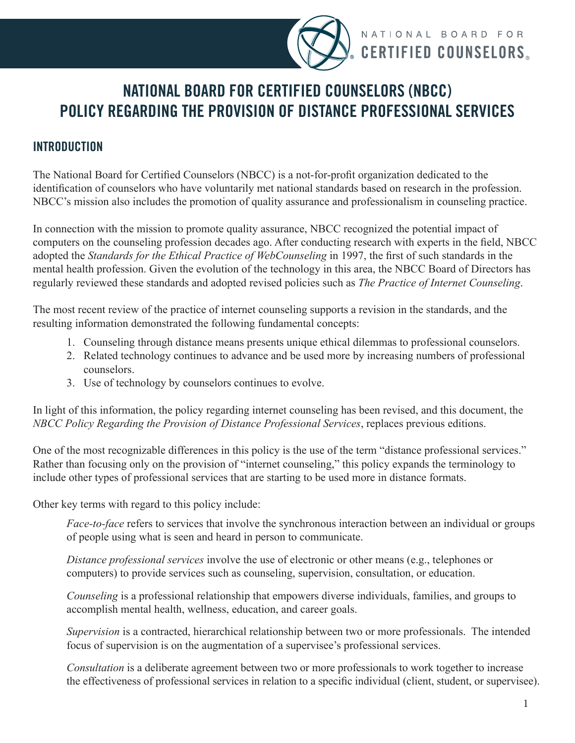# NATIONAL BOARD FOR CERTIFIED COUNSELORS (NBCC) POLICY REGARDING THE PROVISION OF DISTANCE PROFESSIONAL SERVICES

## INTRODUCTION

The National Board for Certified Counselors (NBCC) is a not-for-profit organization dedicated to the identification of counselors who have voluntarily met national standards based on research in the profession. NBCC's mission also includes the promotion of quality assurance and professionalism in counseling practice.

In connection with the mission to promote quality assurance, NBCC recognized the potential impact of computers on the counseling profession decades ago. After conducting research with experts in the field, NBCC adopted the *Standards for the Ethical Practice of WebCounseling* in 1997, the first of such standards in the mental health profession. Given the evolution of the technology in this area, the NBCC Board of Directors has regularly reviewed these standards and adopted revised policies such as *The Practice of Internet Counseling*.

The most recent review of the practice of internet counseling supports a revision in the standards, and the resulting information demonstrated the following fundamental concepts:

1. Counseling through distance means presents unique ethical dilemmas to professional counselors.
2. Related technology continues to advance and be used more by increasing numbers of professional counselors.
3. Use of technology by counselors continues to evolve.

In light of this information, the policy regarding internet counseling has been revised, and this document, the *NBCC Policy Regarding the Provision of Distance Professional Services*, replaces previous editions.

One of the most recognizable differences in this policy is the use of the term "distance professional services." Rather than focusing only on the provision of "internet counseling," this policy expands the terminology to include other types of professional services that are starting to be used more in distance formats.

Other key terms with regard to this policy include:

*Face-to-face* refers to services that involve the synchronous interaction between an individual or groups of people using what is seen and heard in person to communicate.

*Distance professional services* involve the use of electronic or other means (e.g., telephones or computers) to provide services such as counseling, supervision, consultation, or education.

*Counseling* is a professional relationship that empowers diverse individuals, families, and groups to accomplish mental health, wellness, education, and career goals.

*Supervision* is a contracted, hierarchical relationship between two or more professionals. The intended focus of supervision is on the augmentation of a supervisee's professional services.

*Consultation* is a deliberate agreement between two or more professionals to work together to increase the effectiveness of professional services in relation to a specific individual (client, student, or supervisee).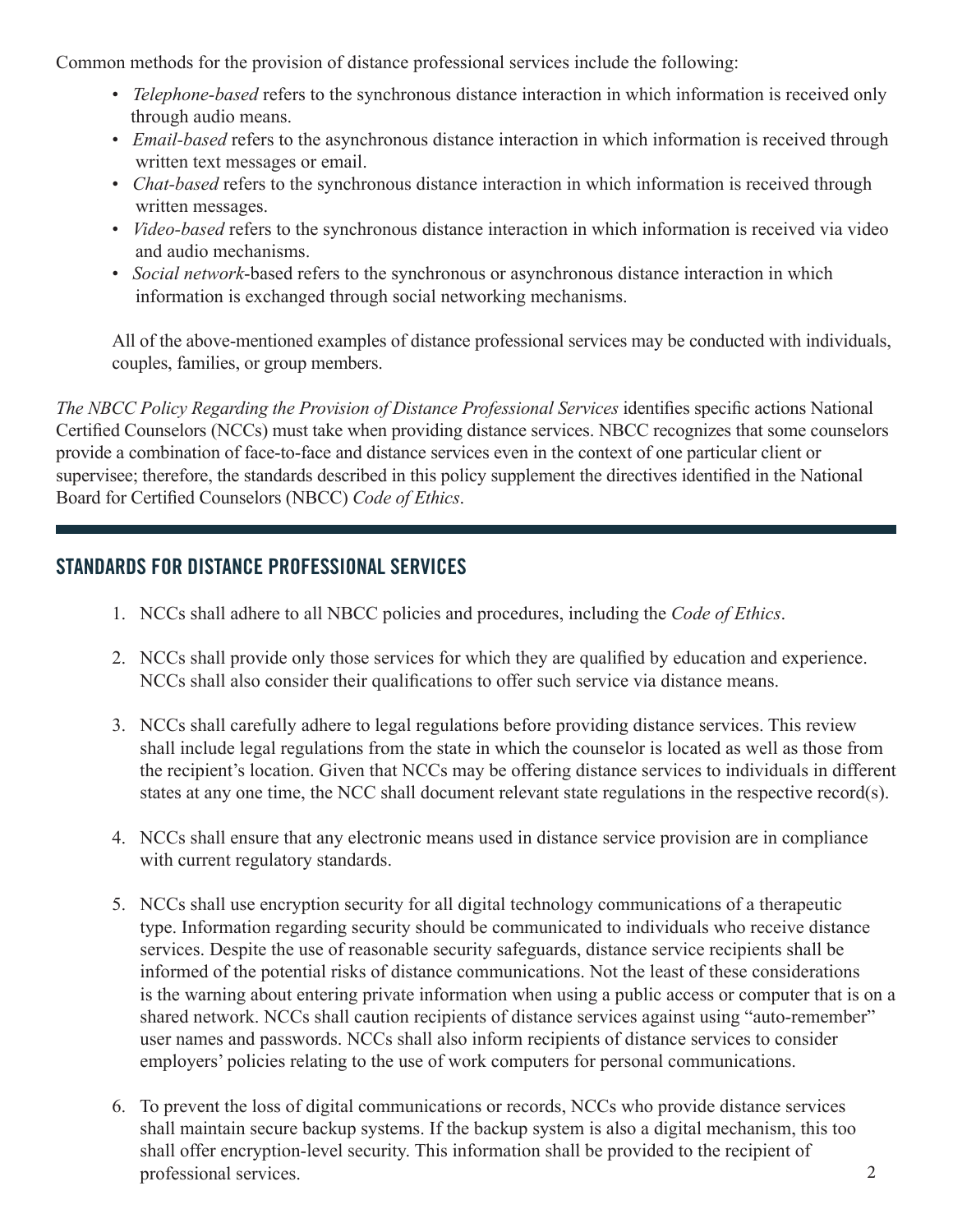Common methods for the provision of distance professional services include the following:

- *Telephone-based* refers to the synchronous distance interaction in which information is received only through audio means.
- *Email-based* refers to the asynchronous distance interaction in which information is received through written text messages or email.
- *Chat-based* refers to the synchronous distance interaction in which information is received through written messages.
- *Video-based* refers to the synchronous distance interaction in which information is received via video and audio mechanisms.
- *Social network*-based refers to the synchronous or asynchronous distance interaction in which information is exchanged through social networking mechanisms.

All of the above-mentioned examples of distance professional services may be conducted with individuals, couples, families, or group members.

*The NBCC Policy Regarding the Provision of Distance Professional Services* identifies specific actions National Certified Counselors (NCCs) must take when providing distance services. NBCC recognizes that some counselors provide a combination of face-to-face and distance services even in the context of one particular client or supervisee; therefore, the standards described in this policy supplement the directives identified in the National Board for Certified Counselors (NBCC) *Code of Ethics*.

## STANDARDS FOR DISTANCE PROFESSIONAL SERVICES

1. NCCs shall adhere to all NBCC policies and procedures, including the *Code of Ethics*.

2. NCCs shall provide only those services for which they are qualified by education and experience. NCCs shall also consider their qualifications to offer such service via distance means.

3. NCCs shall carefully adhere to legal regulations before providing distance services. This review shall include legal regulations from the state in which the counselor is located as well as those from the recipient's location. Given that NCCs may be offering distance services to individuals in different states at any one time, the NCC shall document relevant state regulations in the respective record(s).

4. NCCs shall ensure that any electronic means used in distance service provision are in compliance with current regulatory standards.

5. NCCs shall use encryption security for all digital technology communications of a therapeutic type. Information regarding security should be communicated to individuals who receive distance services. Despite the use of reasonable security safeguards, distance service recipients shall be informed of the potential risks of distance communications. Not the least of these considerations is the warning about entering private information when using a public access or computer that is on a shared network. NCCs shall caution recipients of distance services against using "auto-remember" user names and passwords. NCCs shall also inform recipients of distance services to consider employers' policies relating to the use of work computers for personal communications.

6. To prevent the loss of digital communications or records, NCCs who provide distance services shall maintain secure backup systems. If the backup system is also a digital mechanism, this too shall offer encryption-level security. This information shall be provided to the recipient of professional services.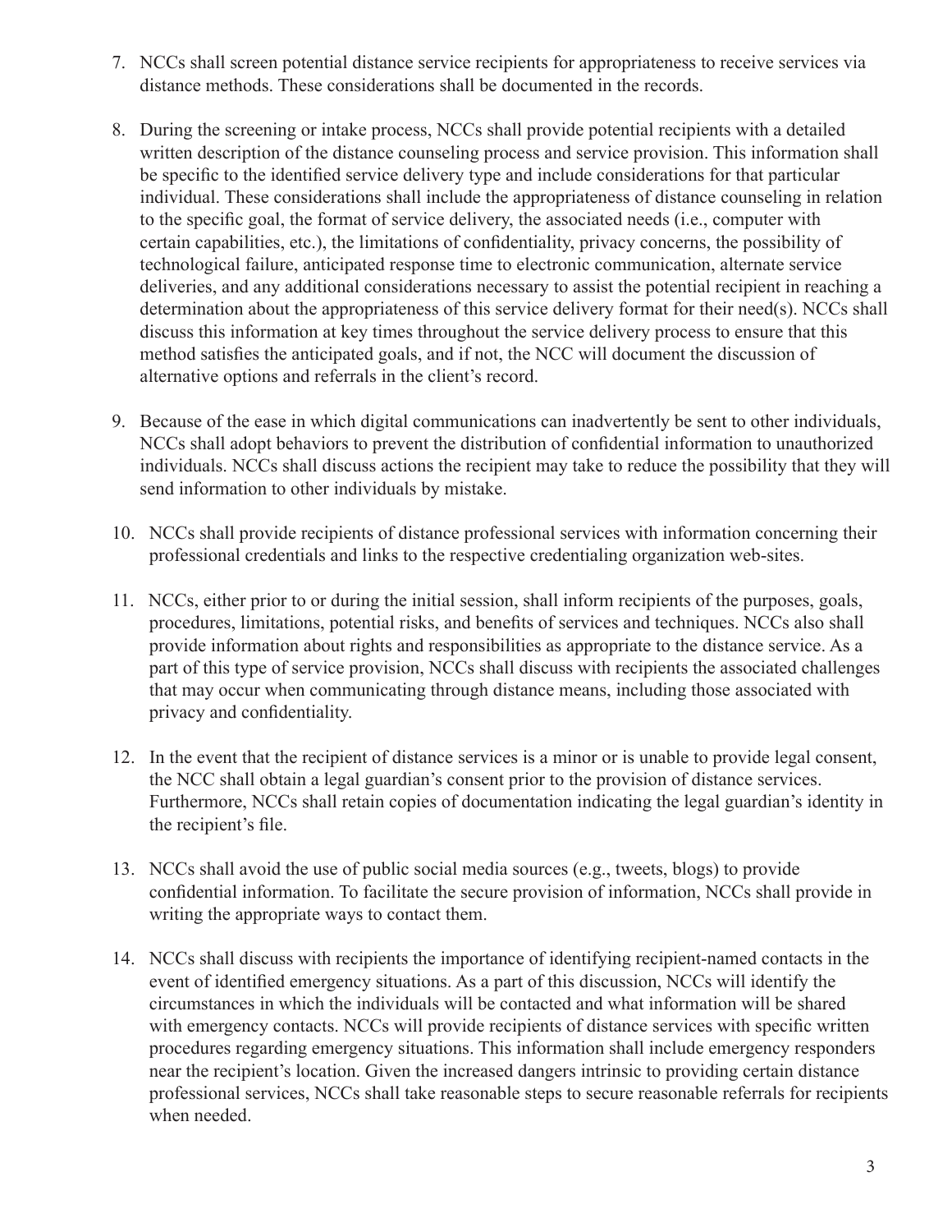7. NCCs shall screen potential distance service recipients for appropriateness to receive services via distance methods. These considerations shall be documented in the records.

8. During the screening or intake process, NCCs shall provide potential recipients with a detailed written description of the distance counseling process and service provision. This information shall be specific to the identified service delivery type and include considerations for that particular individual. These considerations shall include the appropriateness of distance counseling in relation to the specific goal, the format of service delivery, the associated needs (i.e., computer with certain capabilities, etc.), the limitations of confidentiality, privacy concerns, the possibility of technological failure, anticipated response time to electronic communication, alternate service deliveries, and any additional considerations necessary to assist the potential recipient in reaching a determination about the appropriateness of this service delivery format for their need(s). NCCs shall discuss this information at key times throughout the service delivery process to ensure that this method satisfies the anticipated goals, and if not, the NCC will document the discussion of alternative options and referrals in the client's record.

9. Because of the ease in which digital communications can inadvertently be sent to other individuals, NCCs shall adopt behaviors to prevent the distribution of confidential information to unauthorized individuals. NCCs shall discuss actions the recipient may take to reduce the possibility that they will send information to other individuals by mistake.

10. NCCs shall provide recipients of distance professional services with information concerning their professional credentials and links to the respective credentialing organization web-sites.

11. NCCs, either prior to or during the initial session, shall inform recipients of the purposes, goals, procedures, limitations, potential risks, and benefits of services and techniques. NCCs also shall provide information about rights and responsibilities as appropriate to the distance service. As a part of this type of service provision, NCCs shall discuss with recipients the associated challenges that may occur when communicating through distance means, including those associated with privacy and confidentiality.

12. In the event that the recipient of distance services is a minor or is unable to provide legal consent, the NCC shall obtain a legal guardian's consent prior to the provision of distance services. Furthermore, NCCs shall retain copies of documentation indicating the legal guardian's identity in the recipient's file.

13. NCCs shall avoid the use of public social media sources (e.g., tweets, blogs) to provide confidential information. To facilitate the secure provision of information, NCCs shall provide in writing the appropriate ways to contact them.

14. NCCs shall discuss with recipients the importance of identifying recipient-named contacts in the event of identified emergency situations. As a part of this discussion, NCCs will identify the circumstances in which the individuals will be contacted and what information will be shared with emergency contacts. NCCs will provide recipients of distance services with specific written procedures regarding emergency situations. This information shall include emergency responders near the recipient's location. Given the increased dangers intrinsic to providing certain distance professional services, NCCs shall take reasonable steps to secure reasonable referrals for recipients when needed.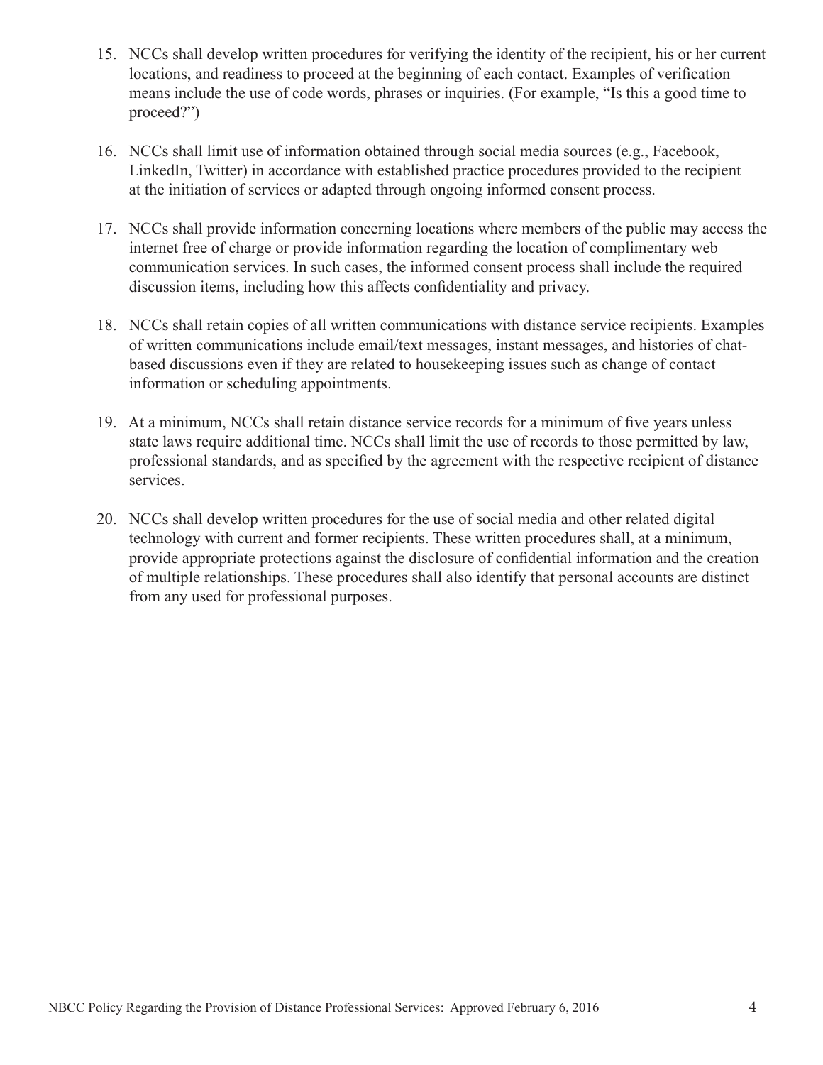15. NCCs shall develop written procedures for verifying the identity of the recipient, his or her current locations, and readiness to proceed at the beginning of each contact. Examples of verification means include the use of code words, phrases or inquiries. (For example, "Is this a good time to proceed?")

16. NCCs shall limit use of information obtained through social media sources (e.g., Facebook, LinkedIn, Twitter) in accordance with established practice procedures provided to the recipient at the initiation of services or adapted through ongoing informed consent process.

17. NCCs shall provide information concerning locations where members of the public may access the internet free of charge or provide information regarding the location of complimentary web communication services. In such cases, the informed consent process shall include the required discussion items, including how this affects confidentiality and privacy.

18. NCCs shall retain copies of all written communications with distance service recipients. Examples of written communications include email/text messages, instant messages, and histories of chat-based discussions even if they are related to housekeeping issues such as change of contact information or scheduling appointments.

19. At a minimum, NCCs shall retain distance service records for a minimum of five years unless state laws require additional time. NCCs shall limit the use of records to those permitted by law, professional standards, and as specified by the agreement with the respective recipient of distance services.

20. NCCs shall develop written procedures for the use of social media and other related digital technology with current and former recipients. These written procedures shall, at a minimum, provide appropriate protections against the disclosure of confidential information and the creation of multiple relationships. These procedures shall also identify that personal accounts are distinct from any used for professional purposes.